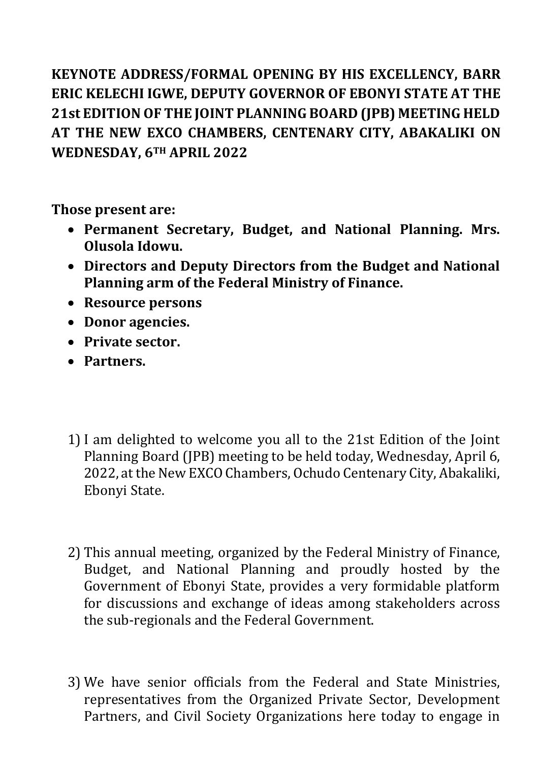**KEYNOTE ADDRESS/FORMAL OPENING BY HIS EXCELLENCY, BARR ERIC KELECHI IGWE, DEPUTY GOVERNOR OF EBONYI STATE AT THE 21st EDITION OF THE JOINT PLANNING BOARD (JPB) MEETING HELD AT THE NEW EXCO CHAMBERS, CENTENARY CITY, ABAKALIKI ON WEDNESDAY, 6TH APRIL 2022**

**Those present are:**

- **Permanent Secretary, Budget, and National Planning. Mrs. Olusola Idowu.**
- **Directors and Deputy Directors from the Budget and National Planning arm of the Federal Ministry of Finance.**
- **Resource persons**
- **Donor agencies.**
- **Private sector.**
- **Partners.**

1) I am delighted to welcome you all to the 21st Edition of the Joint Planning Board (JPB) meeting to be held today, Wednesday, April 6, 2022, at the New EXCO Chambers, Ochudo Centenary City, Abakaliki, Ebonyi State.

2) This annual meeting, organized by the Federal Ministry of Finance, Budget, and National Planning and proudly hosted by the Government of Ebonyi State, provides a very formidable platform for discussions and exchange of ideas among stakeholders across the sub-regionals and the Federal Government.

3) We have senior officials from the Federal and State Ministries, representatives from the Organized Private Sector, Development Partners, and Civil Society Organizations here today to engage in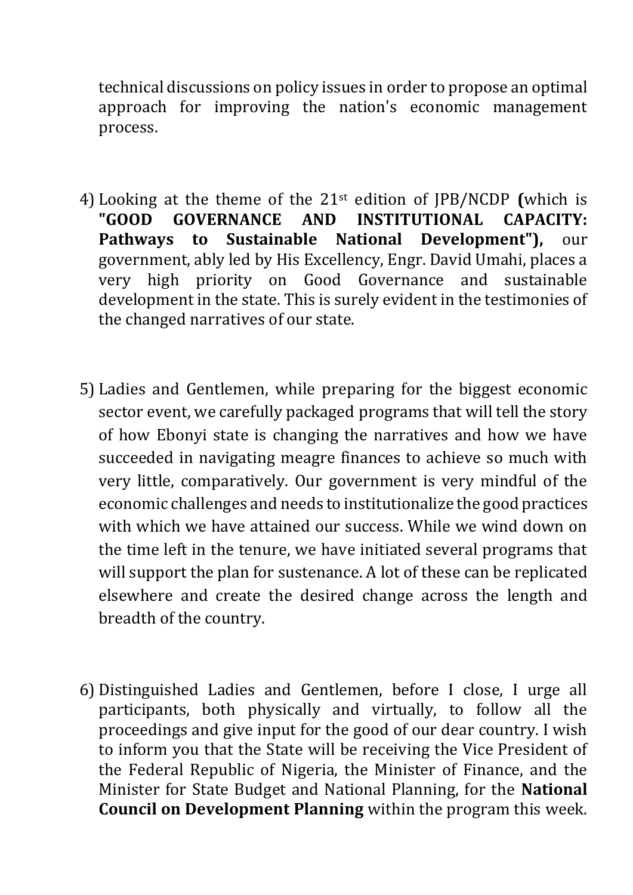technical discussions on policy issues in order to propose an optimal approach for improving the nation's economic management process.

4) Looking at the theme of the 21st edition of JPB/NCDP **(**which is **"GOOD GOVERNANCE AND INSTITUTIONAL CAPACITY: Pathways to Sustainable National Development"),** our government, ably led by His Excellency, Engr. David Umahi, places a very high priority on Good Governance and sustainable development in the state. This is surely evident in the testimonies of the changed narratives of our state.

5) Ladies and Gentlemen, while preparing for the biggest economic sector event, we carefully packaged programs that will tell the story of how Ebonyi state is changing the narratives and how we have succeeded in navigating meagre finances to achieve so much with very little, comparatively. Our government is very mindful of the economic challenges and needs to institutionalize the good practices with which we have attained our success. While we wind down on the time left in the tenure, we have initiated several programs that will support the plan for sustenance. A lot of these can be replicated elsewhere and create the desired change across the length and breadth of the country.

6) Distinguished Ladies and Gentlemen, before I close, I urge all participants, both physically and virtually, to follow all the proceedings and give input for the good of our dear country. I wish to inform you that the State will be receiving the Vice President of the Federal Republic of Nigeria, the Minister of Finance, and the Minister for State Budget and National Planning, for the **National Council on Development Planning** within the program this week.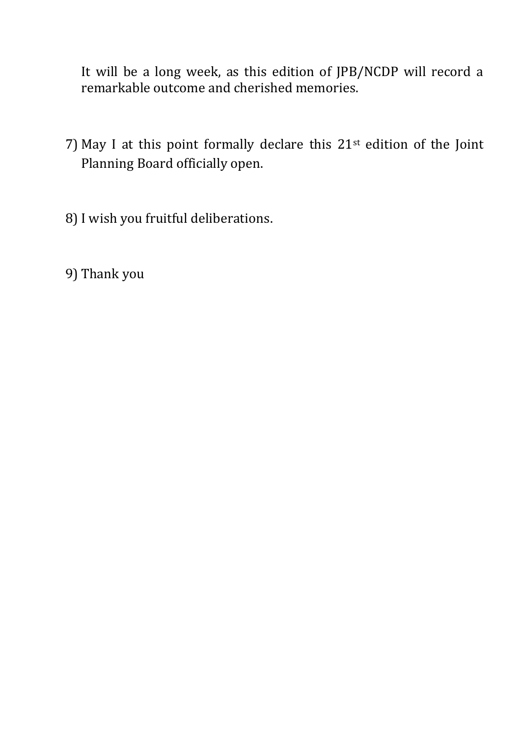It will be a long week, as this edition of JPB/NCDP will record a remarkable outcome and cherished memories.

7) May I at this point formally declare this 21st edition of the Joint Planning Board officially open.

8) I wish you fruitful deliberations.

9) Thank you